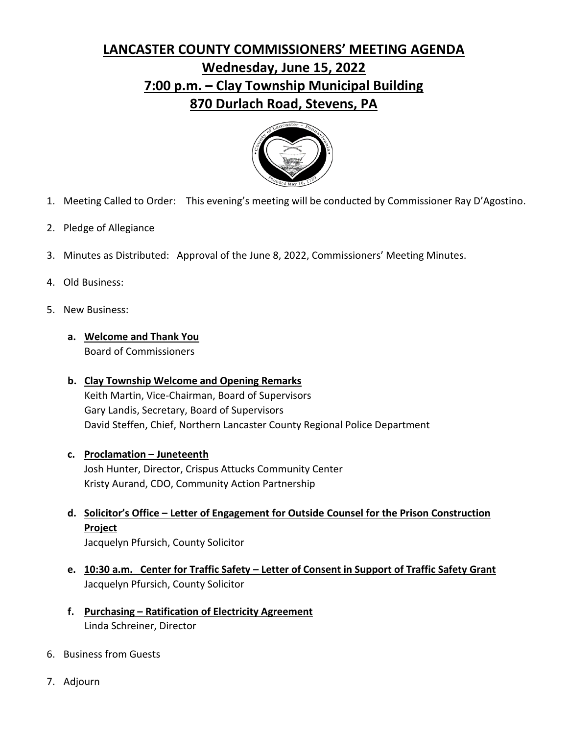# LANCASTER COUNTY COMMISSIONERS' MEETING AGENDA

## Wednesday, June 15, 2022

## 7:00 p.m. – Clay Township Municipal Building

## 870 Durlach Road, Stevens, PA

1. Meeting Called to Order: This evening's meeting will be conducted by Commissioner Ray D'Agostino.

2. Pledge of Allegiance

3. Minutes as Distributed: Approval of the June 8, 2022, Commissioners' Meeting Minutes.

4. Old Business:

5. New Business:

   a. **Welcome and Thank You**
   Board of Commissioners

   b. **Clay Township Welcome and Opening Remarks**
   Keith Martin, Vice-Chairman, Board of Supervisors
   Gary Landis, Secretary, Board of Supervisors
   David Steffen, Chief, Northern Lancaster County Regional Police Department

   c. **Proclamation – Juneteenth**
   Josh Hunter, Director, Crispus Attucks Community Center
   Kristy Aurand, CDO, Community Action Partnership

   d. **Solicitor's Office – Letter of Engagement for Outside Counsel for the Prison Construction Project**
   Jacquelyn Pfursich, County Solicitor

   e. **10:30 a.m. Center for Traffic Safety – Letter of Consent in Support of Traffic Safety Grant**
   Jacquelyn Pfursich, County Solicitor

   f. **Purchasing – Ratification of Electricity Agreement**
   Linda Schreiner, Director

6. Business from Guests

7. Adjourn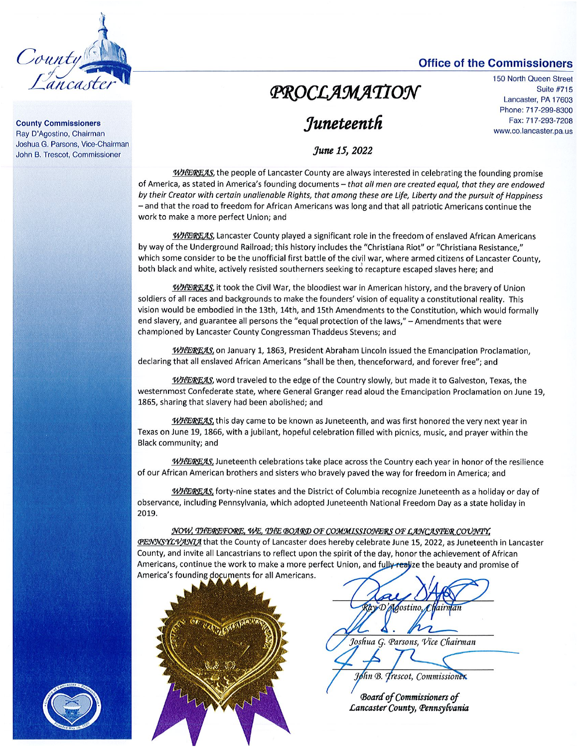County of Lancaster

**Office of the Commissioners**

150 North Queen Street
Suite #715
Lancaster, PA 17603
Phone: 717-299-8300
Fax: 717-293-7208
www.co.lancaster.pa.us

**County Commissioners**
Ray D'Agostino, Chairman
Joshua G. Parsons, Vice-Chairman
John B. Trescot, Commissioner

# PROCLAMATION

## Juneteenth

*June 15, 2022*

***WHEREAS***, the people of Lancaster County are always interested in celebrating the founding promise of America, as stated in America's founding documents – *that all men are created equal, that they are endowed by their Creator with certain unalienable Rights, that among these are Life, Liberty and the pursuit of Happiness* – and that the road to freedom for African Americans was long and that all patriotic Americans continue the work to make a more perfect Union; and

***WHEREAS***, Lancaster County played a significant role in the freedom of enslaved African Americans by way of the Underground Railroad; this history includes the "Christiana Riot" or "Christiana Resistance," which some consider to be the unofficial first battle of the civil war, where armed citizens of Lancaster County, both black and white, actively resisted southerners seeking to recapture escaped slaves here; and

***WHEREAS***, it took the Civil War, the bloodiest war in American history, and the bravery of Union soldiers of all races and backgrounds to make the founders' vision of equality a constitutional reality. This vision would be embodied in the 13th, 14th, and 15th Amendments to the Constitution, which would formally end slavery, and guarantee all persons the "equal protection of the laws," – Amendments that were championed by Lancaster County Congressman Thaddeus Stevens; and

***WHEREAS***, on January 1, 1863, President Abraham Lincoln issued the Emancipation Proclamation, declaring that all enslaved African Americans "shall be then, thenceforward, and forever free"; and

***WHEREAS***, word traveled to the edge of the Country slowly, but made it to Galveston, Texas, the westernmost Confederate state, where General Granger read aloud the Emancipation Proclamation on June 19, 1865, sharing that slavery had been abolished; and

***WHEREAS***, this day came to be known as Juneteenth, and was first honored the very next year in Texas on June 19, 1866, with a jubilant, hopeful celebration filled with picnics, music, and prayer within the Black community; and

***WHEREAS***, Juneteenth celebrations take place across the Country each year in honor of the resilience of our African American brothers and sisters who bravely paved the way for freedom in America; and

***WHEREAS***, forty-nine states and the District of Columbia recognize Juneteenth as a holiday or day of observance, including Pennsylvania, which adopted Juneteenth National Freedom Day as a state holiday in 2019.

***NOW, THEREFORE, WE, THE BOARD OF COMMISSIONERS OF LANCASTER COUNTY, PENNSYLVANIA*** that the County of Lancaster does hereby celebrate June 15, 2022, as Juneteenth in Lancaster County, and invite all Lancastrians to reflect upon the spirit of the day, honor the achievement of African Americans, continue the work to make a more perfect Union, and fully realize the beauty and promise of America's founding documents for all Americans.

*Ray D'Agostino, Chairman*

*Joshua G. Parsons, Vice Chairman*

*John B. Trescot, Commissioner*

***Board of Commissioners of Lancaster County, Pennsylvania***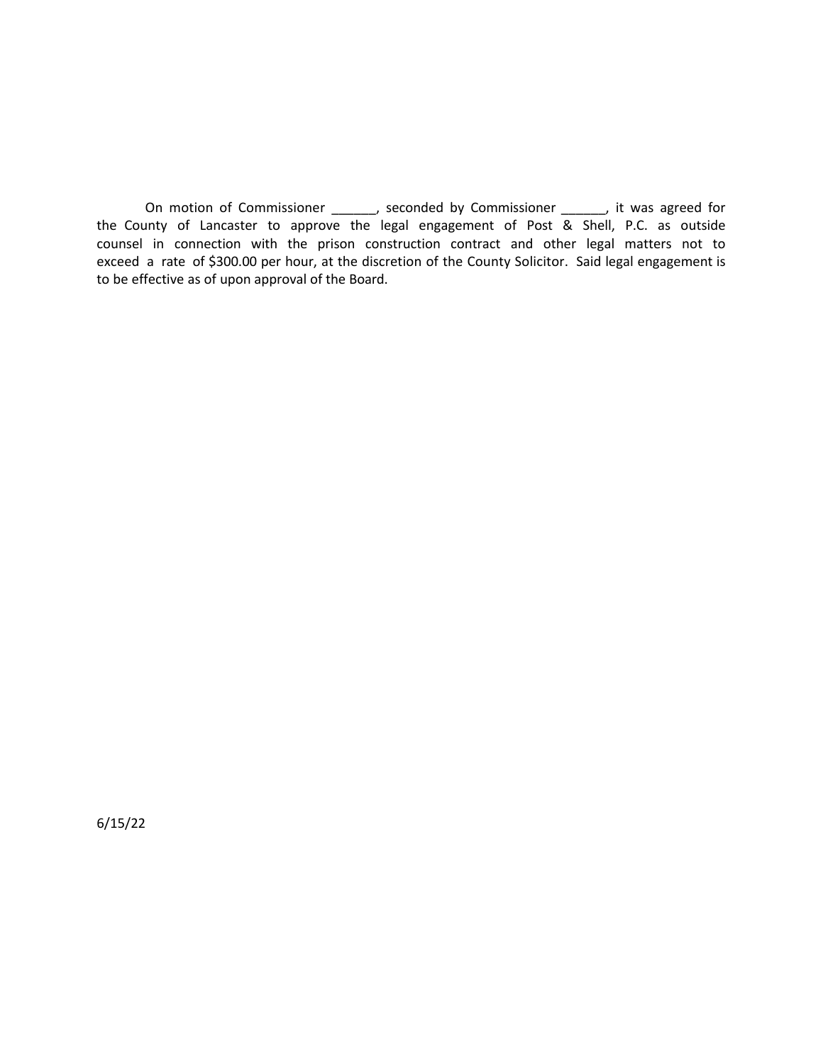On motion of Commissioner ______, seconded by Commissioner ______, it was agreed for the County of Lancaster to approve the legal engagement of Post & Shell, P.C. as outside counsel in connection with the prison construction contract and other legal matters not to exceed a rate of $300.00 per hour, at the discretion of the County Solicitor. Said legal engagement is to be effective as of upon approval of the Board.

6/15/22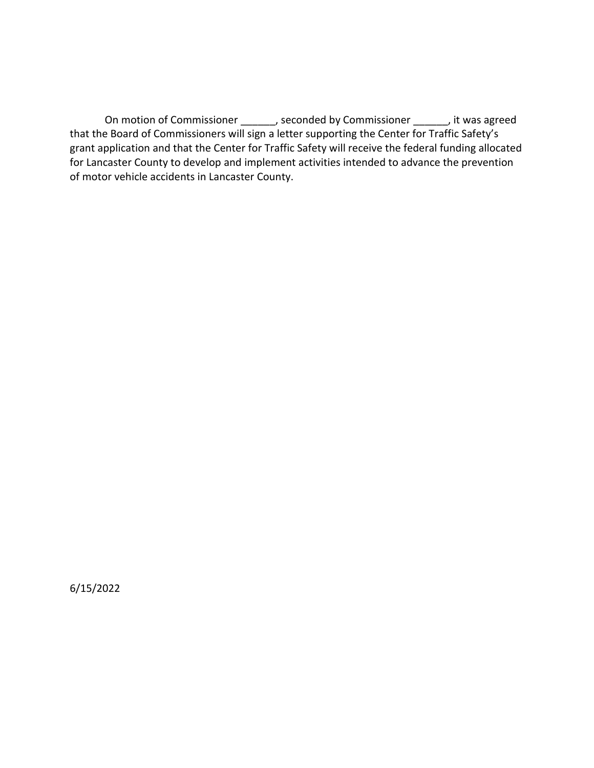On motion of Commissioner ______, seconded by Commissioner ______, it was agreed that the Board of Commissioners will sign a letter supporting the Center for Traffic Safety's grant application and that the Center for Traffic Safety will receive the federal funding allocated for Lancaster County to develop and implement activities intended to advance the prevention of motor vehicle accidents in Lancaster County.

6/15/2022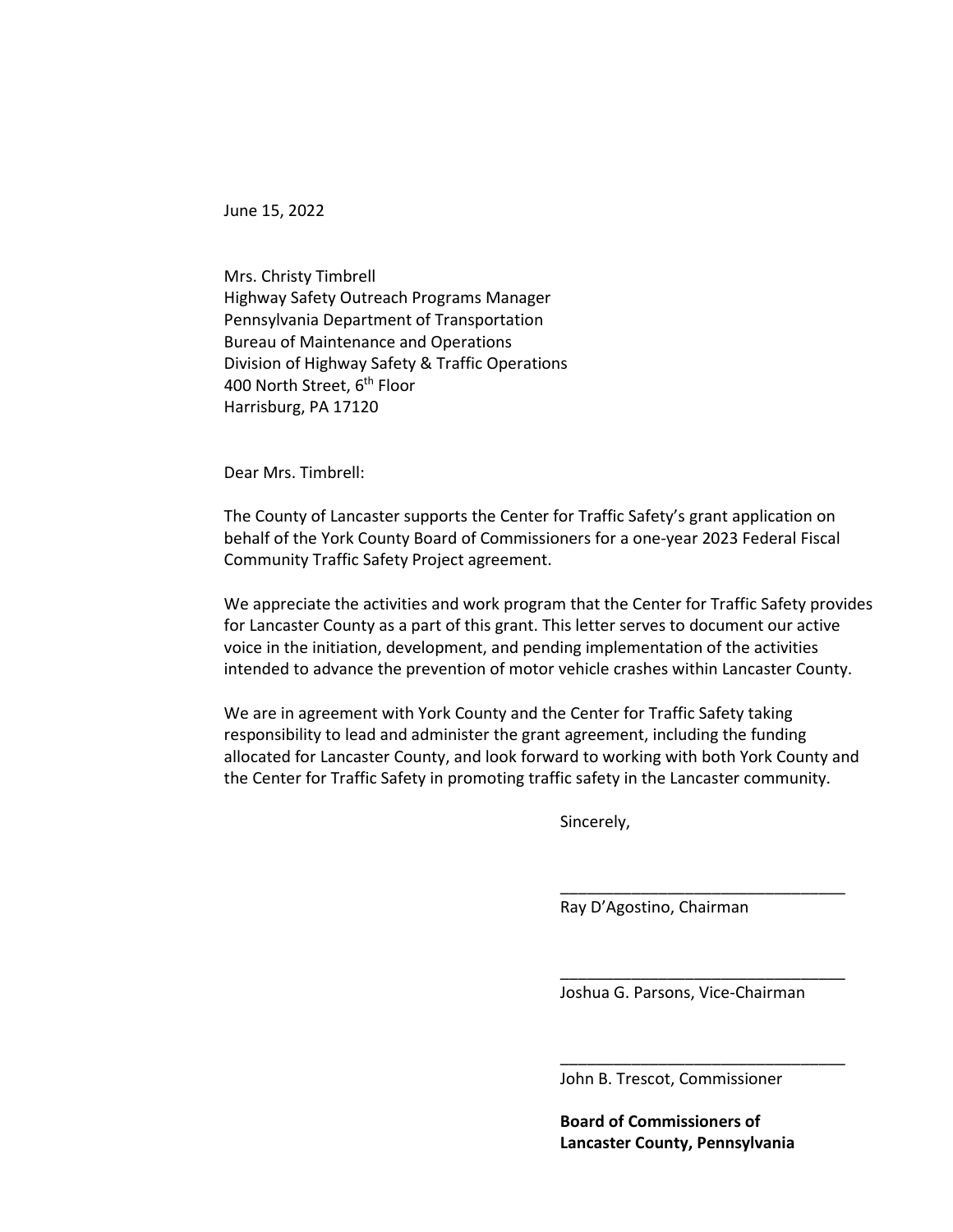June 15, 2022

Mrs. Christy Timbrell  
Highway Safety Outreach Programs Manager  
Pennsylvania Department of Transportation  
Bureau of Maintenance and Operations  
Division of Highway Safety & Traffic Operations  
400 North Street, 6th Floor  
Harrisburg, PA 17120

Dear Mrs. Timbrell:

The County of Lancaster supports the Center for Traffic Safety's grant application on behalf of the York County Board of Commissioners for a one-year 2023 Federal Fiscal Community Traffic Safety Project agreement.

We appreciate the activities and work program that the Center for Traffic Safety provides for Lancaster County as a part of this grant. This letter serves to document our active voice in the initiation, development, and pending implementation of the activities intended to advance the prevention of motor vehicle crashes within Lancaster County.

We are in agreement with York County and the Center for Traffic Safety taking responsibility to lead and administer the grant agreement, including the funding allocated for Lancaster County, and look forward to working with both York County and the Center for Traffic Safety in promoting traffic safety in the Lancaster community.

Sincerely,

\_\_\_\_\_\_\_\_\_\_\_\_\_\_\_\_\_\_\_\_\_\_\_\_\_\_\_\_\_\_\_\_  
Ray D'Agostino, Chairman

\_\_\_\_\_\_\_\_\_\_\_\_\_\_\_\_\_\_\_\_\_\_\_\_\_\_\_\_\_\_\_\_  
Joshua G. Parsons, Vice-Chairman

\_\_\_\_\_\_\_\_\_\_\_\_\_\_\_\_\_\_\_\_\_\_\_\_\_\_\_\_\_\_\_\_  
John B. Trescot, Commissioner

**Board of Commissioners of**  
**Lancaster County, Pennsylvania**